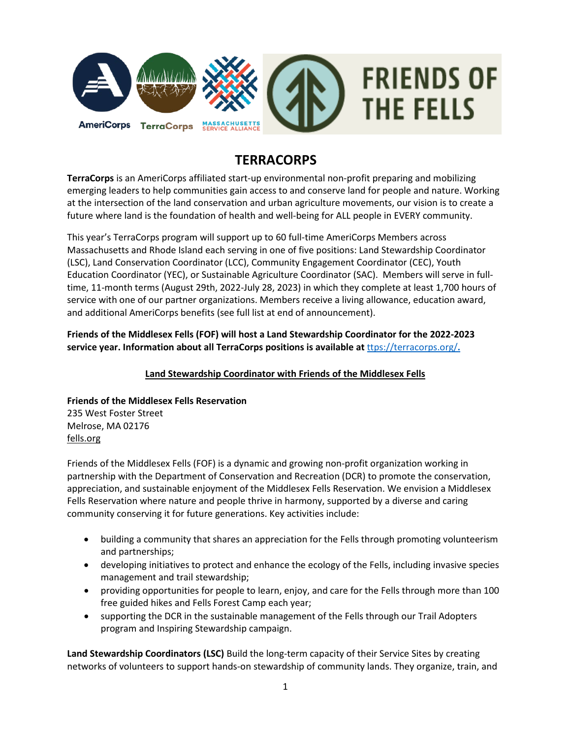# TERRACORPS

**TerraCorps** is an AmeriCorps affiliated start-up environmental non-profit preparing and mobilizing emerging leaders to help communities gain access to and conserve land for people and nature. Working at the intersection of the land conservation and urban agriculture movements, our vision is to create a future where land is the foundation of health and well-being for ALL people in EVERY community.

This year's TerraCorps program will support up to 60 full-time AmeriCorps Members across Massachusetts and Rhode Island each serving in one of five positions: Land Stewardship Coordinator (LSC), Land Conservation Coordinator (LCC), Community Engagement Coordinator (CEC), Youth Education Coordinator (YEC), or Sustainable Agriculture Coordinator (SAC). Members will serve in full-time, 11-month terms (August 29th, 2022-July 28, 2023) in which they complete at least 1,700 hours of service with one of our partner organizations. Members receive a living allowance, education award, and additional AmeriCorps benefits (see full list at end of announcement).

**Friends of the Middlesex Fells (FOF) will host a Land Stewardship Coordinator for the 2022-2023 service year. Information about all TerraCorps positions is available at** ttps://terracorps.org/**.**

## Land Stewardship Coordinator with Friends of the Middlesex Fells

**Friends of the Middlesex Fells Reservation**
235 West Foster Street
Melrose, MA 02176
fells.org

Friends of the Middlesex Fells (FOF) is a dynamic and growing non-profit organization working in partnership with the Department of Conservation and Recreation (DCR) to promote the conservation, appreciation, and sustainable enjoyment of the Middlesex Fells Reservation. We envision a Middlesex Fells Reservation where nature and people thrive in harmony, supported by a diverse and caring community conserving it for future generations. Key activities include:

- building a community that shares an appreciation for the Fells through promoting volunteerism and partnerships;
- developing initiatives to protect and enhance the ecology of the Fells, including invasive species management and trail stewardship;
- providing opportunities for people to learn, enjoy, and care for the Fells through more than 100 free guided hikes and Fells Forest Camp each year;
- supporting the DCR in the sustainable management of the Fells through our Trail Adopters program and Inspiring Stewardship campaign.

**Land Stewardship Coordinators (LSC)** Build the long-term capacity of their Service Sites by creating networks of volunteers to support hands-on stewardship of community lands. They organize, train, and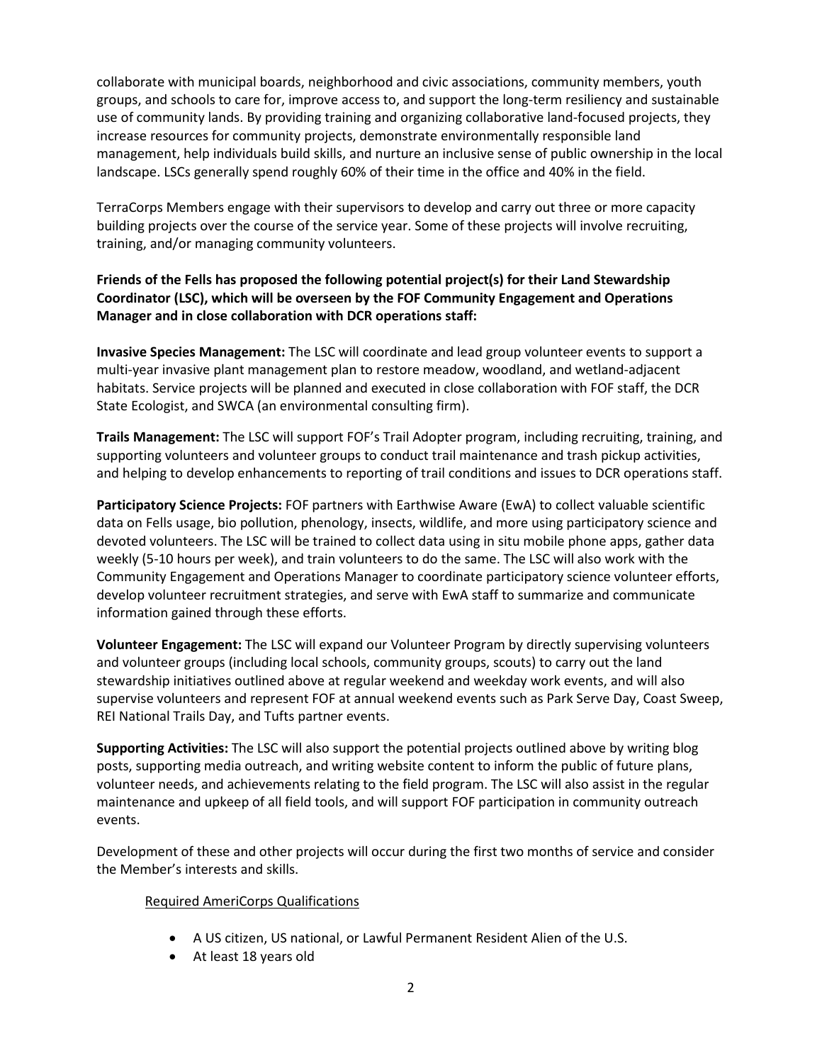collaborate with municipal boards, neighborhood and civic associations, community members, youth groups, and schools to care for, improve access to, and support the long-term resiliency and sustainable use of community lands. By providing training and organizing collaborative land-focused projects, they increase resources for community projects, demonstrate environmentally responsible land management, help individuals build skills, and nurture an inclusive sense of public ownership in the local landscape. LSCs generally spend roughly 60% of their time in the office and 40% in the field.

TerraCorps Members engage with their supervisors to develop and carry out three or more capacity building projects over the course of the service year. Some of these projects will involve recruiting, training, and/or managing community volunteers.

**Friends of the Fells has proposed the following potential project(s) for their Land Stewardship Coordinator (LSC), which will be overseen by the FOF Community Engagement and Operations Manager and in close collaboration with DCR operations staff:**

**Invasive Species Management:** The LSC will coordinate and lead group volunteer events to support a multi-year invasive plant management plan to restore meadow, woodland, and wetland-adjacent habitats. Service projects will be planned and executed in close collaboration with FOF staff, the DCR State Ecologist, and SWCA (an environmental consulting firm).

**Trails Management:** The LSC will support FOF's Trail Adopter program, including recruiting, training, and supporting volunteers and volunteer groups to conduct trail maintenance and trash pickup activities, and helping to develop enhancements to reporting of trail conditions and issues to DCR operations staff.

**Participatory Science Projects:** FOF partners with Earthwise Aware (EwA) to collect valuable scientific data on Fells usage, bio pollution, phenology, insects, wildlife, and more using participatory science and devoted volunteers. The LSC will be trained to collect data using in situ mobile phone apps, gather data weekly (5-10 hours per week), and train volunteers to do the same. The LSC will also work with the Community Engagement and Operations Manager to coordinate participatory science volunteer efforts, develop volunteer recruitment strategies, and serve with EwA staff to summarize and communicate information gained through these efforts.

**Volunteer Engagement:** The LSC will expand our Volunteer Program by directly supervising volunteers and volunteer groups (including local schools, community groups, scouts) to carry out the land stewardship initiatives outlined above at regular weekend and weekday work events, and will also supervise volunteers and represent FOF at annual weekend events such as Park Serve Day, Coast Sweep, REI National Trails Day, and Tufts partner events.

**Supporting Activities:** The LSC will also support the potential projects outlined above by writing blog posts, supporting media outreach, and writing website content to inform the public of future plans, volunteer needs, and achievements relating to the field program. The LSC will also assist in the regular maintenance and upkeep of all field tools, and will support FOF participation in community outreach events.

Development of these and other projects will occur during the first two months of service and consider the Member's interests and skills.

Required AmeriCorps Qualifications

- A US citizen, US national, or Lawful Permanent Resident Alien of the U.S.
- At least 18 years old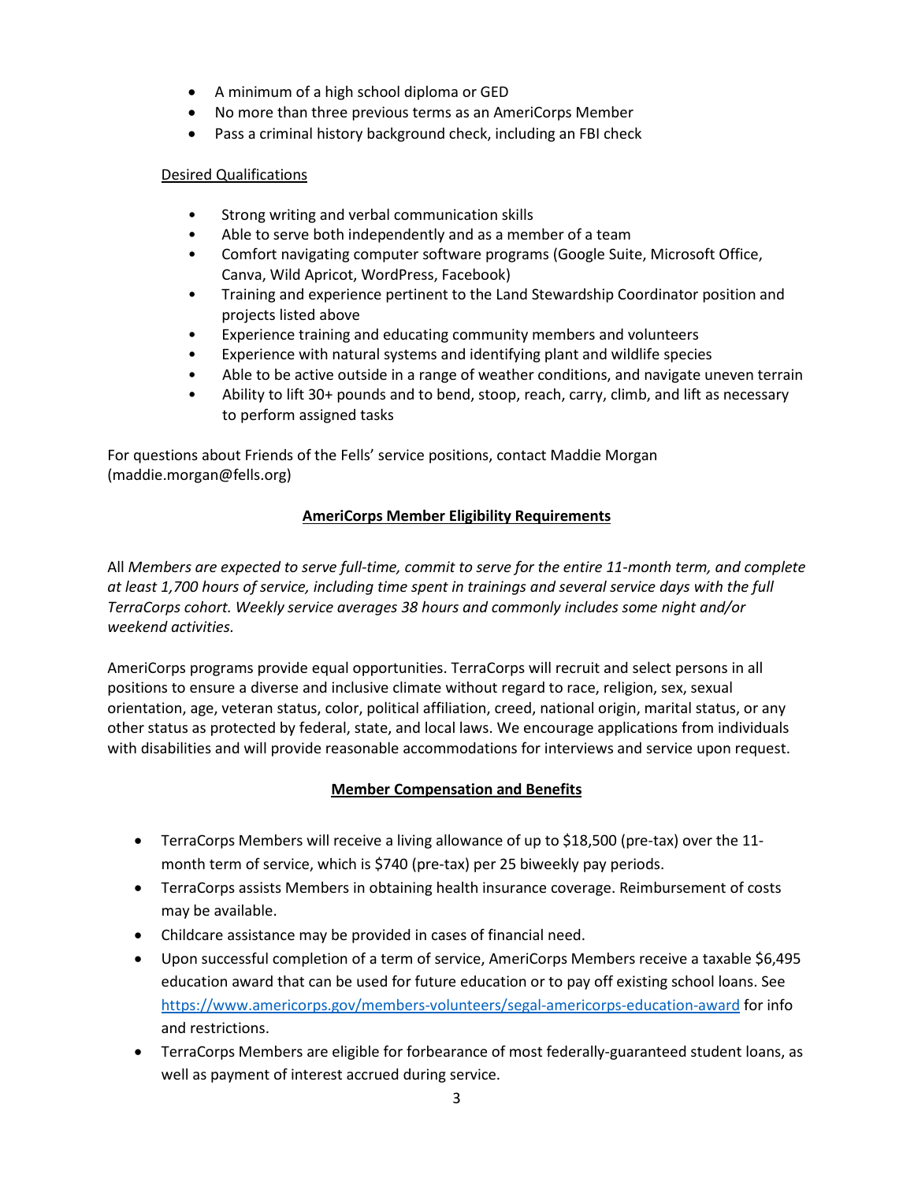- A minimum of a high school diploma or GED
- No more than three previous terms as an AmeriCorps Member
- Pass a criminal history background check, including an FBI check

Desired Qualifications

- Strong writing and verbal communication skills
- Able to serve both independently and as a member of a team
- Comfort navigating computer software programs (Google Suite, Microsoft Office, Canva, Wild Apricot, WordPress, Facebook)
- Training and experience pertinent to the Land Stewardship Coordinator position and projects listed above
- Experience training and educating community members and volunteers
- Experience with natural systems and identifying plant and wildlife species
- Able to be active outside in a range of weather conditions, and navigate uneven terrain
- Ability to lift 30+ pounds and to bend, stoop, reach, carry, climb, and lift as necessary to perform assigned tasks

For questions about Friends of the Fells' service positions, contact Maddie Morgan (maddie.morgan@fells.org)

## AmeriCorps Member Eligibility Requirements

All *Members are expected to serve full-time, commit to serve for the entire 11-month term, and complete at least 1,700 hours of service, including time spent in trainings and several service days with the full TerraCorps cohort. Weekly service averages 38 hours and commonly includes some night and/or weekend activities.*

AmeriCorps programs provide equal opportunities. TerraCorps will recruit and select persons in all positions to ensure a diverse and inclusive climate without regard to race, religion, sex, sexual orientation, age, veteran status, color, political affiliation, creed, national origin, marital status, or any other status as protected by federal, state, and local laws. We encourage applications from individuals with disabilities and will provide reasonable accommodations for interviews and service upon request.

## Member Compensation and Benefits

- TerraCorps Members will receive a living allowance of up to $18,500 (pre-tax) over the 11-month term of service, which is $740 (pre-tax) per 25 biweekly pay periods.
- TerraCorps assists Members in obtaining health insurance coverage. Reimbursement of costs may be available.
- Childcare assistance may be provided in cases of financial need.
- Upon successful completion of a term of service, AmeriCorps Members receive a taxable $6,495 education award that can be used for future education or to pay off existing school loans. See https://www.americorps.gov/members-volunteers/segal-americorps-education-award for info and restrictions.
- TerraCorps Members are eligible for forbearance of most federally-guaranteed student loans, as well as payment of interest accrued during service.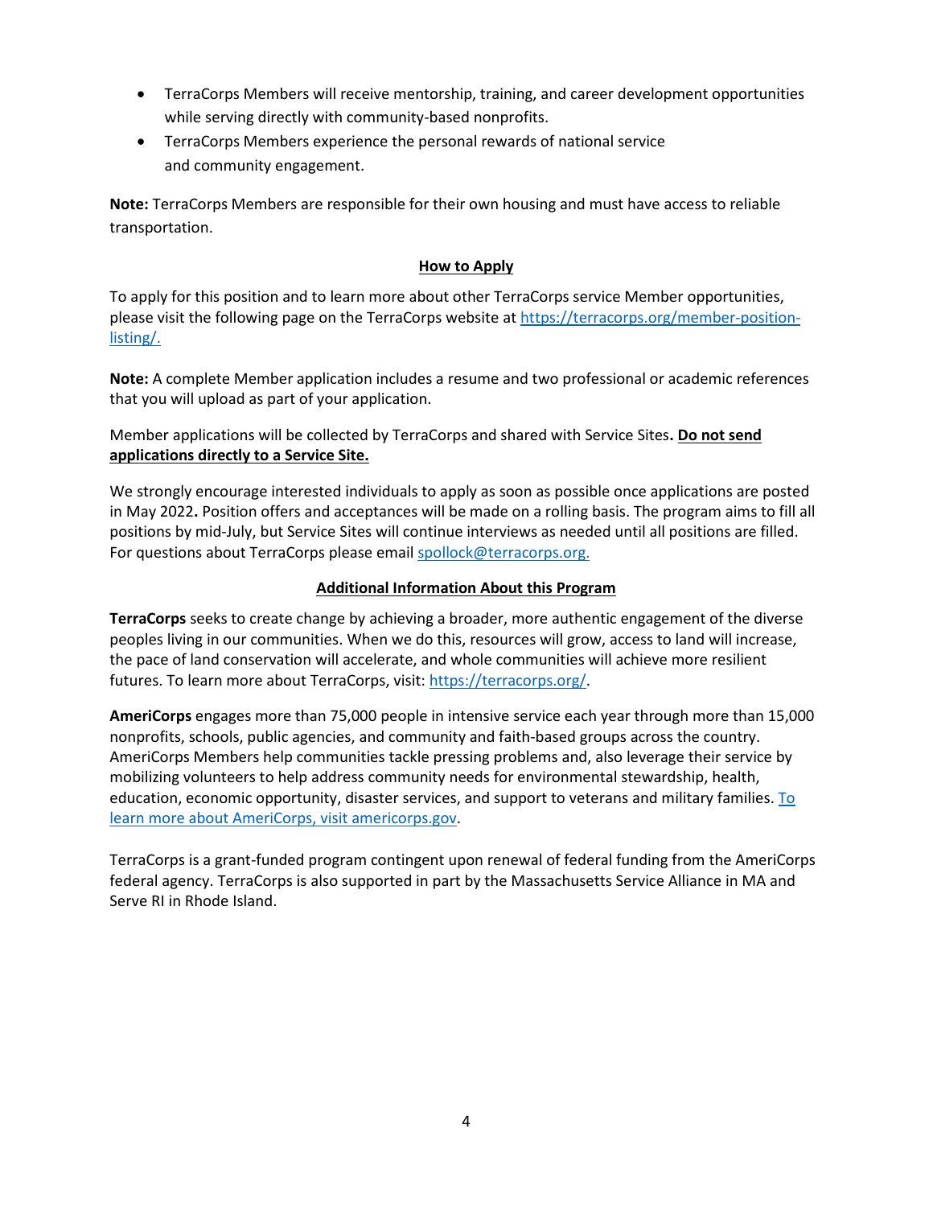- TerraCorps Members will receive mentorship, training, and career development opportunities while serving directly with community-based nonprofits.
- TerraCorps Members experience the personal rewards of national service and community engagement.

**Note:** TerraCorps Members are responsible for their own housing and must have access to reliable transportation.

## How to Apply

To apply for this position and to learn more about other TerraCorps service Member opportunities, please visit the following page on the TerraCorps website at [https://terracorps.org/member-position-listing/.](https://terracorps.org/member-position-listing/)

**Note:** A complete Member application includes a resume and two professional or academic references that you will upload as part of your application.

Member applications will be collected by TerraCorps and shared with Service Sites**. Do not send applications directly to a Service Site.**

We strongly encourage interested individuals to apply as soon as possible once applications are posted in May 2022**.** Position offers and acceptances will be made on a rolling basis. The program aims to fill all positions by mid-July, but Service Sites will continue interviews as needed until all positions are filled. For questions about TerraCorps please email [spollock@terracorps.org.](mailto:spollock@terracorps.org)

## Additional Information About this Program

**TerraCorps** seeks to create change by achieving a broader, more authentic engagement of the diverse peoples living in our communities. When we do this, resources will grow, access to land will increase, the pace of land conservation will accelerate, and whole communities will achieve more resilient futures. To learn more about TerraCorps, visit: [https://terracorps.org/](https://terracorps.org/).

**AmeriCorps** engages more than 75,000 people in intensive service each year through more than 15,000 nonprofits, schools, public agencies, and community and faith-based groups across the country. AmeriCorps Members help communities tackle pressing problems and, also leverage their service by mobilizing volunteers to help address community needs for environmental stewardship, health, education, economic opportunity, disaster services, and support to veterans and military families. [To learn more about AmeriCorps, visit americorps.gov](https://americorps.gov).

TerraCorps is a grant-funded program contingent upon renewal of federal funding from the AmeriCorps federal agency. TerraCorps is also supported in part by the Massachusetts Service Alliance in MA and Serve RI in Rhode Island.